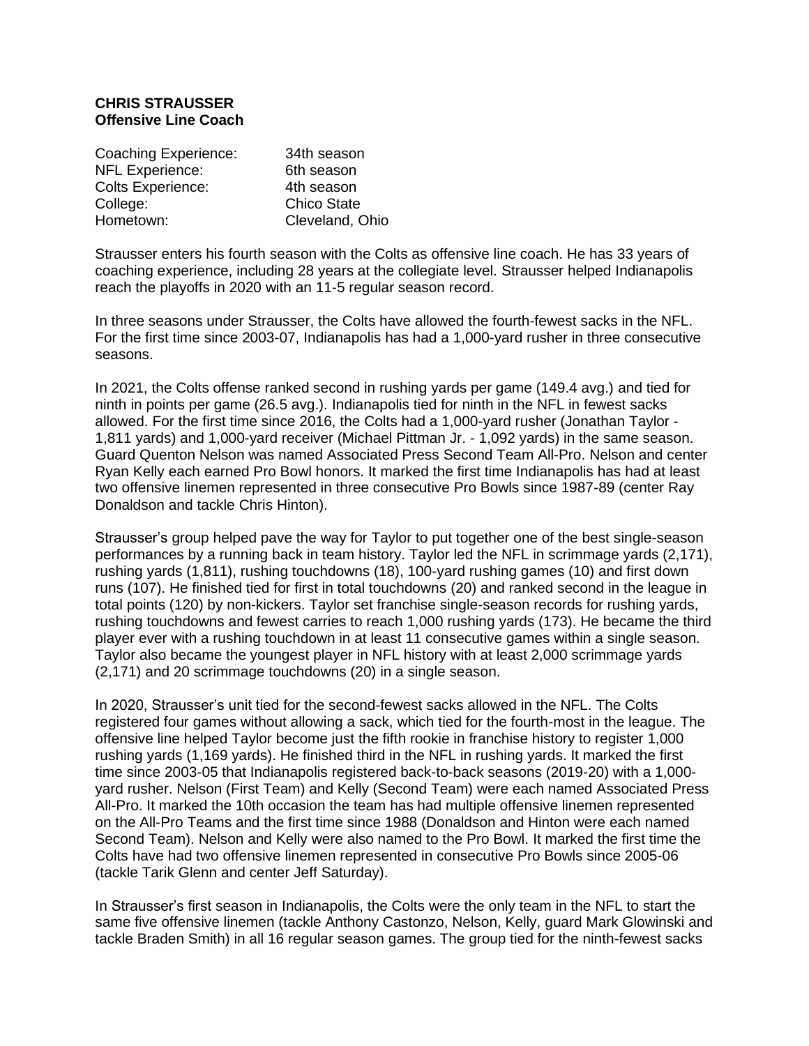**CHRIS STRAUSSER**
**Offensive Line Coach**

| | |
|---|---|
| Coaching Experience: | 34th season |
| NFL Experience: | 6th season |
| Colts Experience: | 4th season |
| College: | Chico State |
| Hometown: | Cleveland, Ohio |

Strausser enters his fourth season with the Colts as offensive line coach. He has 33 years of coaching experience, including 28 years at the collegiate level. Strausser helped Indianapolis reach the playoffs in 2020 with an 11-5 regular season record.

In three seasons under Strausser, the Colts have allowed the fourth-fewest sacks in the NFL. For the first time since 2003-07, Indianapolis has had a 1,000-yard rusher in three consecutive seasons.

In 2021, the Colts offense ranked second in rushing yards per game (149.4 avg.) and tied for ninth in points per game (26.5 avg.). Indianapolis tied for ninth in the NFL in fewest sacks allowed. For the first time since 2016, the Colts had a 1,000-yard rusher (Jonathan Taylor - 1,811 yards) and 1,000-yard receiver (Michael Pittman Jr. - 1,092 yards) in the same season. Guard Quenton Nelson was named Associated Press Second Team All-Pro. Nelson and center Ryan Kelly each earned Pro Bowl honors. It marked the first time Indianapolis has had at least two offensive linemen represented in three consecutive Pro Bowls since 1987-89 (center Ray Donaldson and tackle Chris Hinton).

Strausser's group helped pave the way for Taylor to put together one of the best single-season performances by a running back in team history. Taylor led the NFL in scrimmage yards (2,171), rushing yards (1,811), rushing touchdowns (18), 100-yard rushing games (10) and first down runs (107). He finished tied for first in total touchdowns (20) and ranked second in the league in total points (120) by non-kickers. Taylor set franchise single-season records for rushing yards, rushing touchdowns and fewest carries to reach 1,000 rushing yards (173). He became the third player ever with a rushing touchdown in at least 11 consecutive games within a single season. Taylor also became the youngest player in NFL history with at least 2,000 scrimmage yards (2,171) and 20 scrimmage touchdowns (20) in a single season.

In 2020, Strausser's unit tied for the second-fewest sacks allowed in the NFL. The Colts registered four games without allowing a sack, which tied for the fourth-most in the league. The offensive line helped Taylor become just the fifth rookie in franchise history to register 1,000 rushing yards (1,169 yards). He finished third in the NFL in rushing yards. It marked the first time since 2003-05 that Indianapolis registered back-to-back seasons (2019-20) with a 1,000-yard rusher. Nelson (First Team) and Kelly (Second Team) were each named Associated Press All-Pro. It marked the 10th occasion the team has had multiple offensive linemen represented on the All-Pro Teams and the first time since 1988 (Donaldson and Hinton were each named Second Team). Nelson and Kelly were also named to the Pro Bowl. It marked the first time the Colts have had two offensive linemen represented in consecutive Pro Bowls since 2005-06 (tackle Tarik Glenn and center Jeff Saturday).

In Strausser's first season in Indianapolis, the Colts were the only team in the NFL to start the same five offensive linemen (tackle Anthony Castonzo, Nelson, Kelly, guard Mark Glowinski and tackle Braden Smith) in all 16 regular season games. The group tied for the ninth-fewest sacks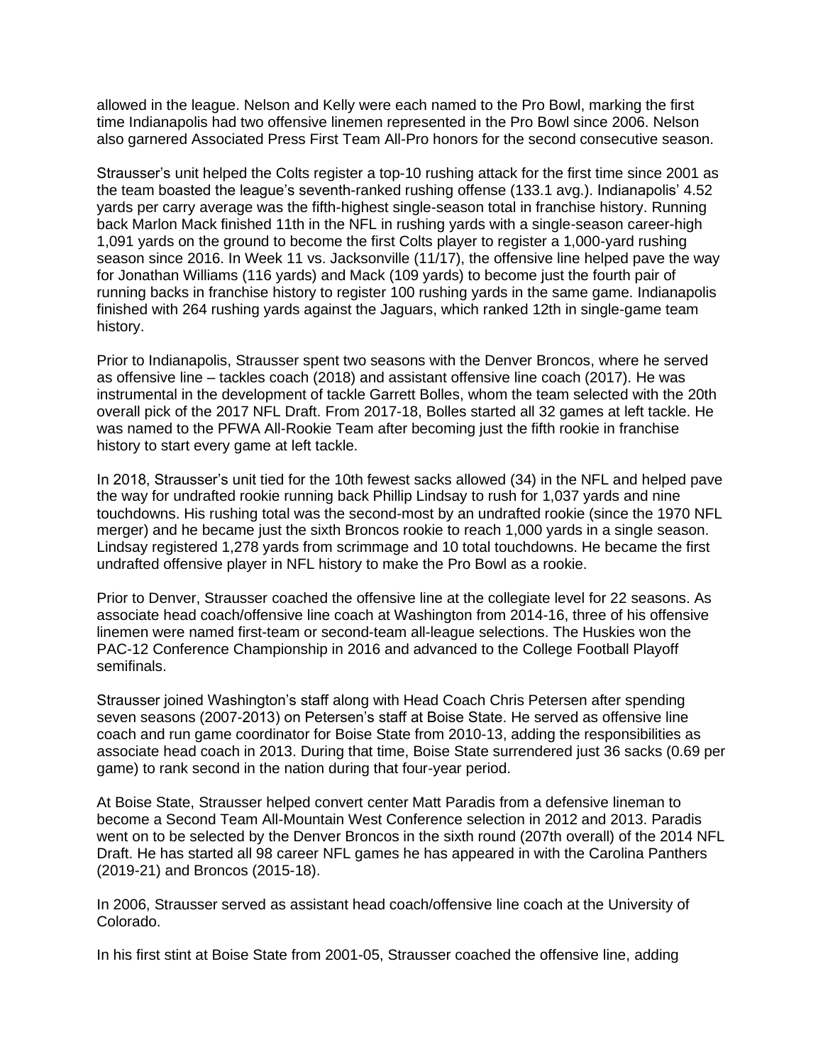allowed in the league. Nelson and Kelly were each named to the Pro Bowl, marking the first time Indianapolis had two offensive linemen represented in the Pro Bowl since 2006. Nelson also garnered Associated Press First Team All-Pro honors for the second consecutive season.

Strausser's unit helped the Colts register a top-10 rushing attack for the first time since 2001 as the team boasted the league's seventh-ranked rushing offense (133.1 avg.). Indianapolis' 4.52 yards per carry average was the fifth-highest single-season total in franchise history. Running back Marlon Mack finished 11th in the NFL in rushing yards with a single-season career-high 1,091 yards on the ground to become the first Colts player to register a 1,000-yard rushing season since 2016. In Week 11 vs. Jacksonville (11/17), the offensive line helped pave the way for Jonathan Williams (116 yards) and Mack (109 yards) to become just the fourth pair of running backs in franchise history to register 100 rushing yards in the same game. Indianapolis finished with 264 rushing yards against the Jaguars, which ranked 12th in single-game team history.

Prior to Indianapolis, Strausser spent two seasons with the Denver Broncos, where he served as offensive line – tackles coach (2018) and assistant offensive line coach (2017). He was instrumental in the development of tackle Garrett Bolles, whom the team selected with the 20th overall pick of the 2017 NFL Draft. From 2017-18, Bolles started all 32 games at left tackle. He was named to the PFWA All-Rookie Team after becoming just the fifth rookie in franchise history to start every game at left tackle.

In 2018, Strausser's unit tied for the 10th fewest sacks allowed (34) in the NFL and helped pave the way for undrafted rookie running back Phillip Lindsay to rush for 1,037 yards and nine touchdowns. His rushing total was the second-most by an undrafted rookie (since the 1970 NFL merger) and he became just the sixth Broncos rookie to reach 1,000 yards in a single season. Lindsay registered 1,278 yards from scrimmage and 10 total touchdowns. He became the first undrafted offensive player in NFL history to make the Pro Bowl as a rookie.

Prior to Denver, Strausser coached the offensive line at the collegiate level for 22 seasons. As associate head coach/offensive line coach at Washington from 2014-16, three of his offensive linemen were named first-team or second-team all-league selections. The Huskies won the PAC-12 Conference Championship in 2016 and advanced to the College Football Playoff semifinals.

Strausser joined Washington's staff along with Head Coach Chris Petersen after spending seven seasons (2007-2013) on Petersen's staff at Boise State. He served as offensive line coach and run game coordinator for Boise State from 2010-13, adding the responsibilities as associate head coach in 2013. During that time, Boise State surrendered just 36 sacks (0.69 per game) to rank second in the nation during that four-year period.

At Boise State, Strausser helped convert center Matt Paradis from a defensive lineman to become a Second Team All-Mountain West Conference selection in 2012 and 2013. Paradis went on to be selected by the Denver Broncos in the sixth round (207th overall) of the 2014 NFL Draft. He has started all 98 career NFL games he has appeared in with the Carolina Panthers (2019-21) and Broncos (2015-18).

In 2006, Strausser served as assistant head coach/offensive line coach at the University of Colorado.

In his first stint at Boise State from 2001-05, Strausser coached the offensive line, adding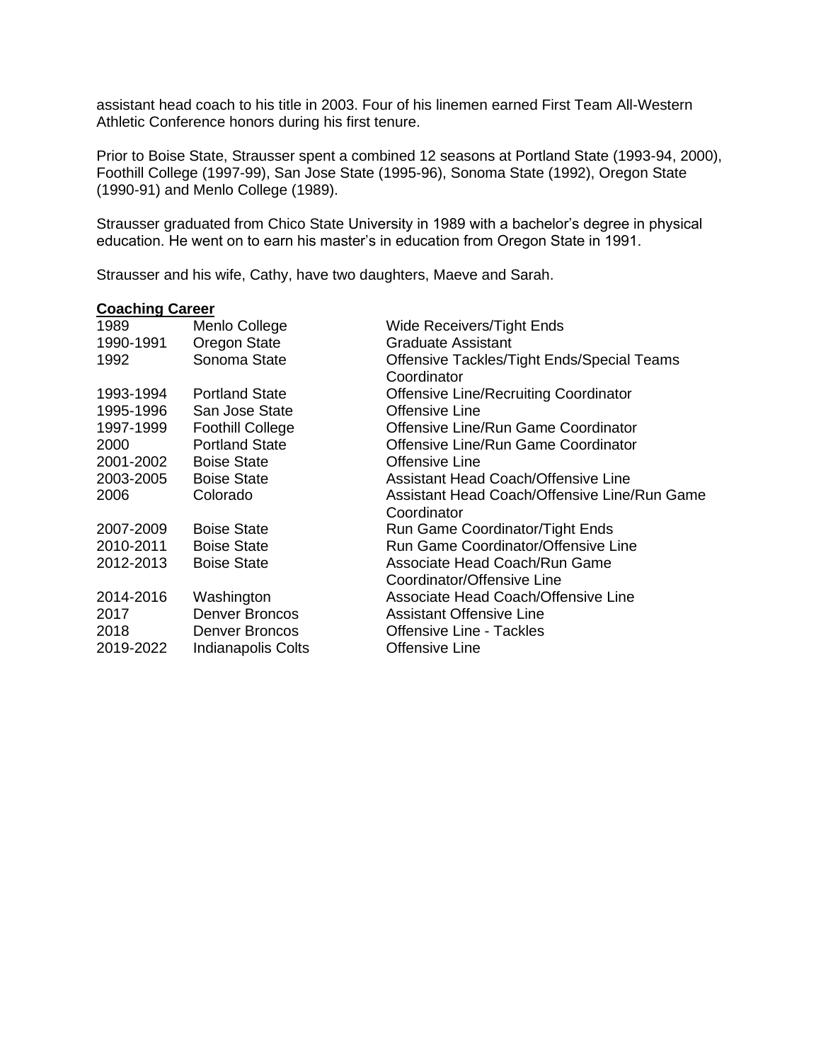assistant head coach to his title in 2003. Four of his linemen earned First Team All-Western Athletic Conference honors during his first tenure.

Prior to Boise State, Strausser spent a combined 12 seasons at Portland State (1993-94, 2000), Foothill College (1997-99), San Jose State (1995-96), Sonoma State (1992), Oregon State (1990-91) and Menlo College (1989).

Strausser graduated from Chico State University in 1989 with a bachelor's degree in physical education. He went on to earn his master's in education from Oregon State in 1991.

Strausser and his wife, Cathy, have two daughters, Maeve and Sarah.

**Coaching Career**

| | | |
|---|---|---|
| 1989 | Menlo College | Wide Receivers/Tight Ends |
| 1990-1991 | Oregon State | Graduate Assistant |
| 1992 | Sonoma State | Offensive Tackles/Tight Ends/Special Teams Coordinator |
| 1993-1994 | Portland State | Offensive Line/Recruiting Coordinator |
| 1995-1996 | San Jose State | Offensive Line |
| 1997-1999 | Foothill College | Offensive Line/Run Game Coordinator |
| 2000 | Portland State | Offensive Line/Run Game Coordinator |
| 2001-2002 | Boise State | Offensive Line |
| 2003-2005 | Boise State | Assistant Head Coach/Offensive Line |
| 2006 | Colorado | Assistant Head Coach/Offensive Line/Run Game Coordinator |
| 2007-2009 | Boise State | Run Game Coordinator/Tight Ends |
| 2010-2011 | Boise State | Run Game Coordinator/Offensive Line |
| 2012-2013 | Boise State | Associate Head Coach/Run Game Coordinator/Offensive Line |
| 2014-2016 | Washington | Associate Head Coach/Offensive Line |
| 2017 | Denver Broncos | Assistant Offensive Line |
| 2018 | Denver Broncos | Offensive Line - Tackles |
| 2019-2022 | Indianapolis Colts | Offensive Line |